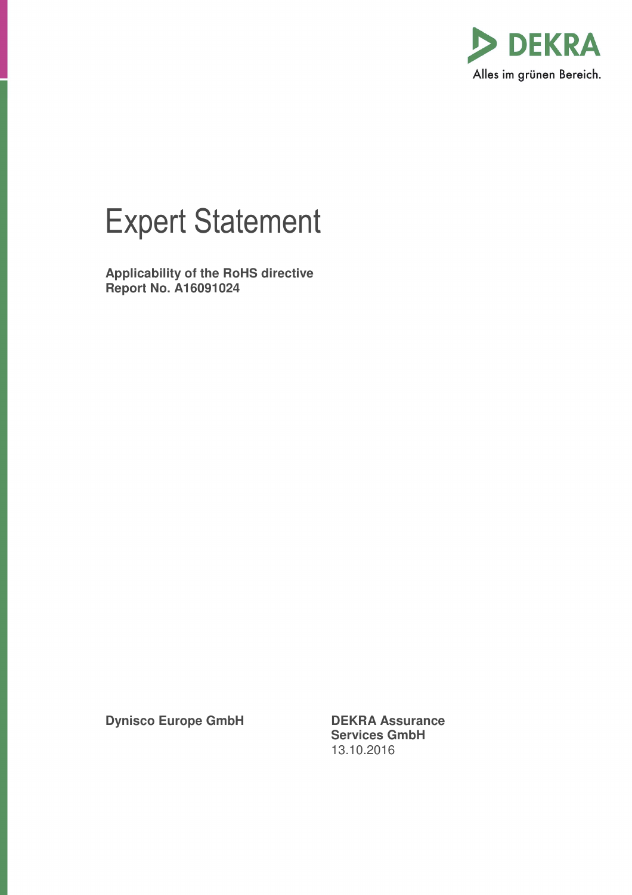# Expert Statement

**Applicability of the RoHS directive**
**Report No. A16091024**

**Dynisco Europe GmbH**

**DEKRA Assurance Services GmbH**
13.10.2016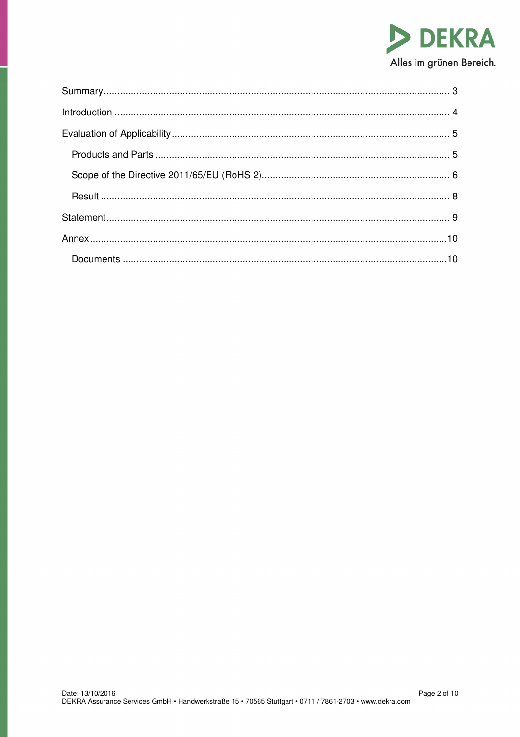Summary ........................................................................................................................... 3

Introduction ..................................................................................................................... 4

Evaluation of Applicability ............................................................................................... 5

- Products and Parts ..................................................................................................... 5
- Scope of the Directive 2011/65/EU (RoHS 2) ............................................................. 6
- Result ......................................................................................................................... 8

Statement ......................................................................................................................... 9

Annex .............................................................................................................................. 10

- Documents ............................................................................................................... 10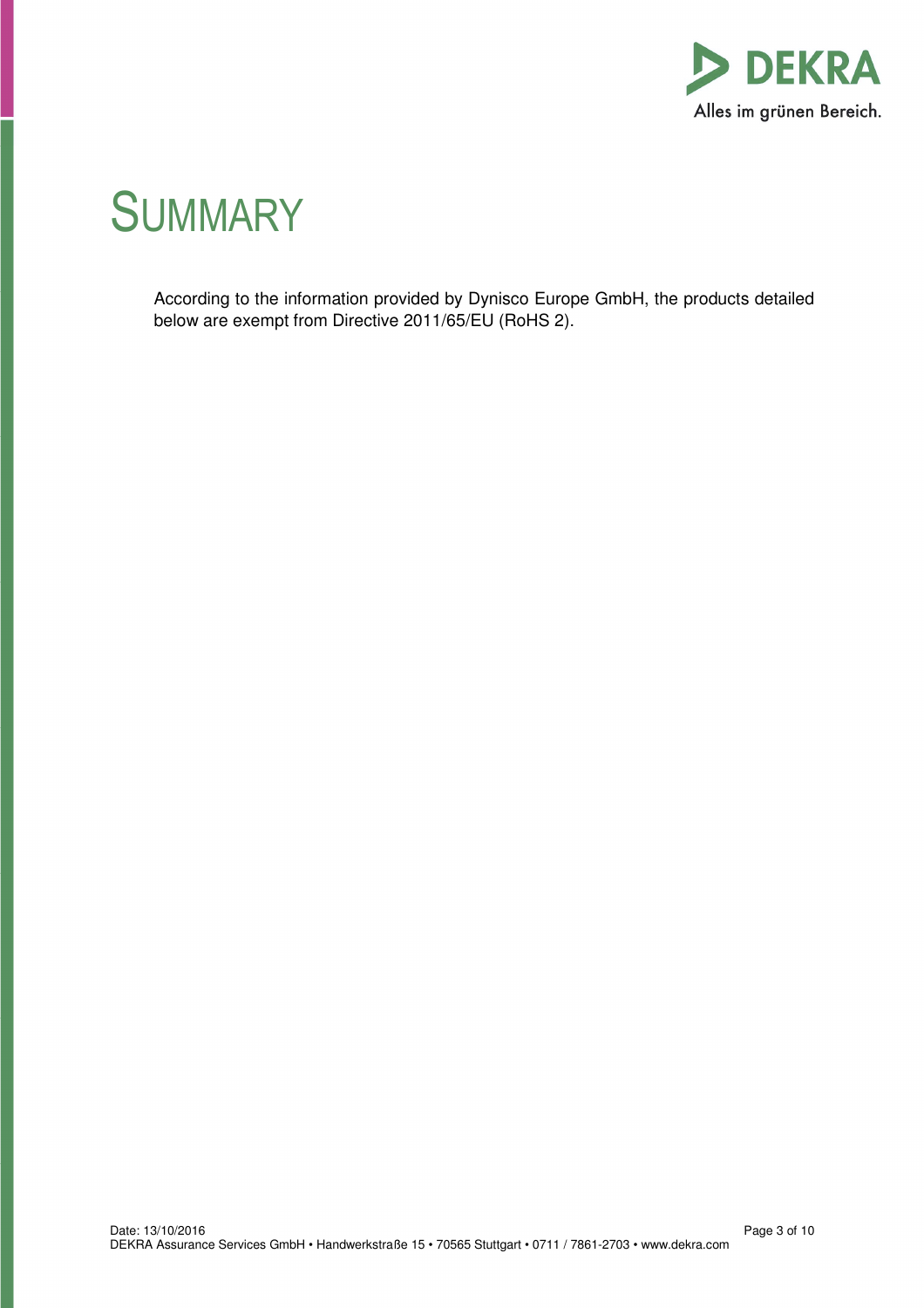# SUMMARY

According to the information provided by Dynisco Europe GmbH, the products detailed below are exempt from Directive 2011/65/EU (RoHS 2).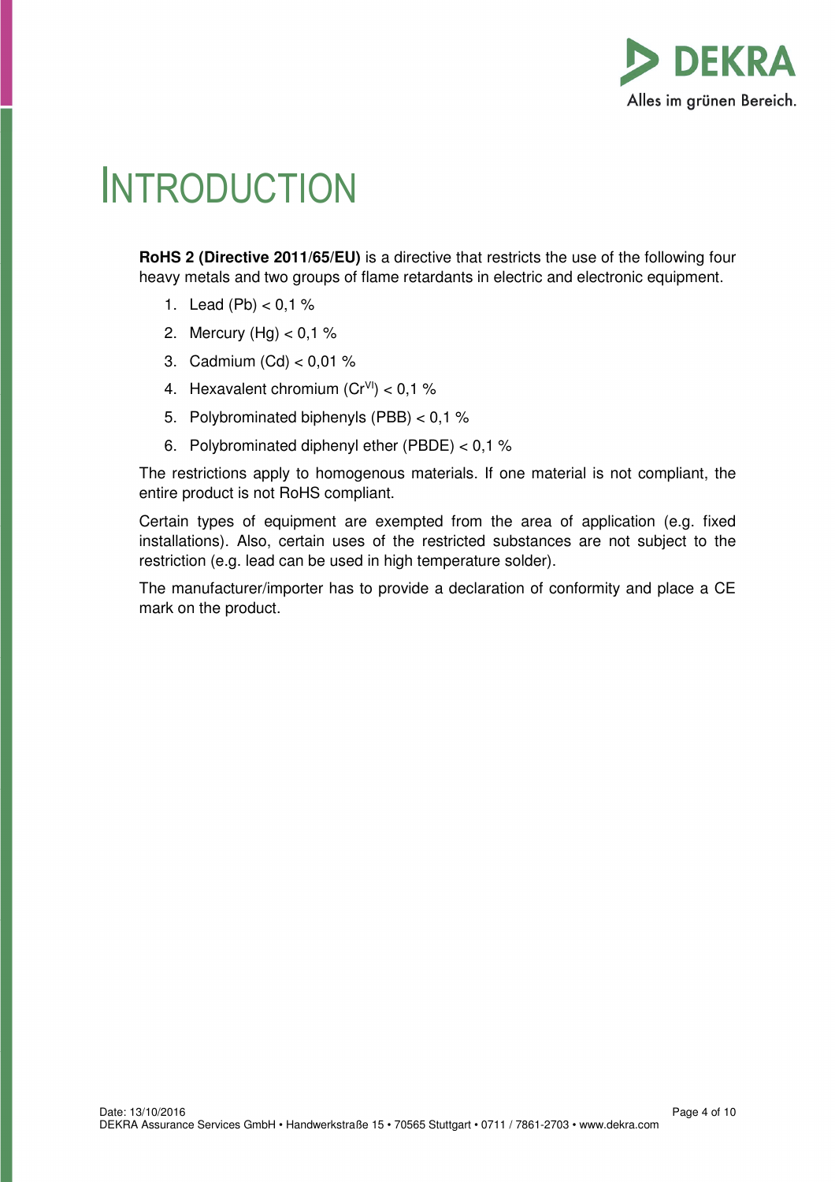# INTRODUCTION

**RoHS 2 (Directive 2011/65/EU)** is a directive that restricts the use of the following four heavy metals and two groups of flame retardants in electric and electronic equipment.

1. Lead (Pb) < 0,1 %
2. Mercury (Hg) < 0,1 %
3. Cadmium (Cd) < 0,01 %
4. Hexavalent chromium ($Cr^{VI}$) < 0,1 %
5. Polybrominated biphenyls (PBB) < 0,1 %
6. Polybrominated diphenyl ether (PBDE) < 0,1 %

The restrictions apply to homogenous materials. If one material is not compliant, the entire product is not RoHS compliant.

Certain types of equipment are exempted from the area of application (e.g. fixed installations). Also, certain uses of the restricted substances are not subject to the restriction (e.g. lead can be used in high temperature solder).

The manufacturer/importer has to provide a declaration of conformity and place a CE mark on the product.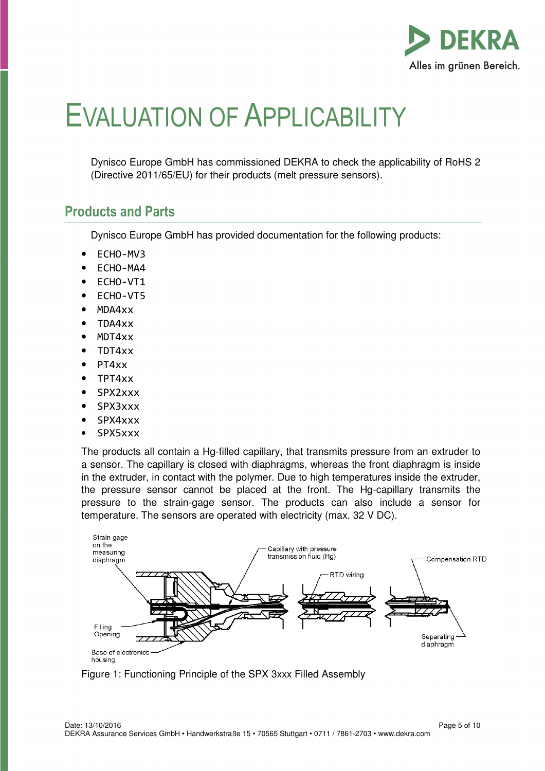# EVALUATION OF APPLICABILITY

Dynisco Europe GmbH has commissioned DEKRA to check the applicability of RoHS 2 (Directive 2011/65/EU) for their products (melt pressure sensors).

## Products and Parts

Dynisco Europe GmbH has provided documentation for the following products:

- ECHO-MV3
- ECHO-MA4
- ECHO-VT1
- ECHO-VT5
- MDA4xx
- TDA4xx
- MDT4xx
- TDT4xx
- PT4xx
- TPT4xx
- SPX2xxx
- SPX3xxx
- SPX4xxx
- SPX5xxx

The products all contain a Hg-filled capillary, that transmits pressure from an extruder to a sensor. The capillary is closed with diaphragms, whereas the front diaphragm is inside in the extruder, in contact with the polymer. Due to high temperatures inside the extruder, the pressure sensor cannot be placed at the front. The Hg-capillary transmits the pressure to the strain-gage sensor. The products can also include a sensor for temperature. The sensors are operated with electricity (max. 32 V DC).

Figure 1: Functioning Principle of the SPX 3xxx Filled Assembly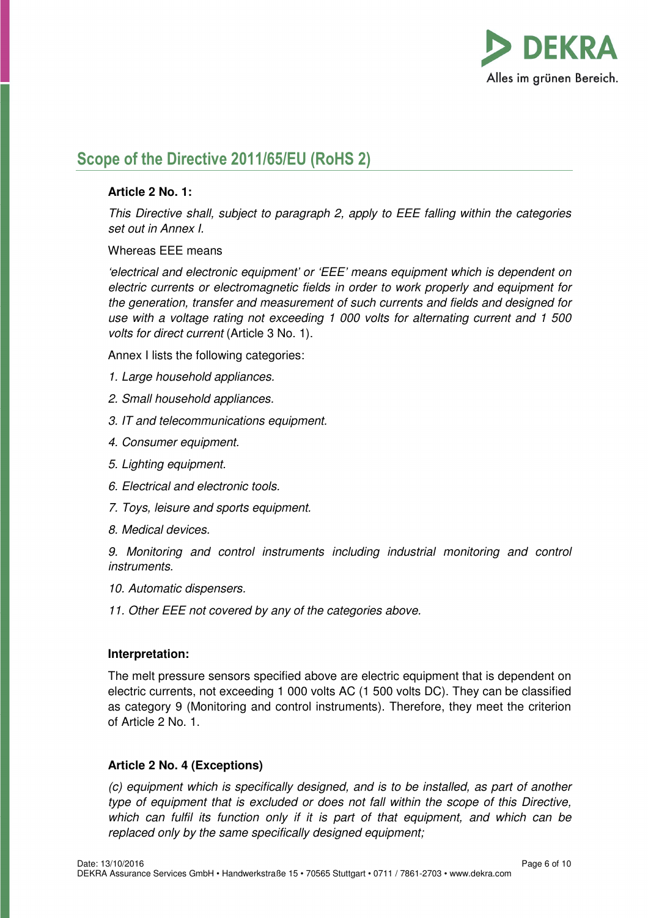## Scope of the Directive 2011/65/EU (RoHS 2)

**Article 2 No. 1:**

*This Directive shall, subject to paragraph 2, apply to EEE falling within the categories set out in Annex I.*

Whereas EEE means

*'electrical and electronic equipment' or 'EEE' means equipment which is dependent on electric currents or electromagnetic fields in order to work properly and equipment for the generation, transfer and measurement of such currents and fields and designed for use with a voltage rating not exceeding 1 000 volts for alternating current and 1 500 volts for direct current* (Article 3 No. 1).

Annex I lists the following categories:

*1. Large household appliances.*

*2. Small household appliances.*

*3. IT and telecommunications equipment.*

*4. Consumer equipment.*

*5. Lighting equipment.*

*6. Electrical and electronic tools.*

*7. Toys, leisure and sports equipment.*

*8. Medical devices.*

*9. Monitoring and control instruments including industrial monitoring and control instruments.*

*10. Automatic dispensers.*

*11. Other EEE not covered by any of the categories above.*

**Interpretation:**

The melt pressure sensors specified above are electric equipment that is dependent on electric currents, not exceeding 1 000 volts AC (1 500 volts DC). They can be classified as category 9 (Monitoring and control instruments). Therefore, they meet the criterion of Article 2 No. 1.

**Article 2 No. 4 (Exceptions)**

*(c) equipment which is specifically designed, and is to be installed, as part of another type of equipment that is excluded or does not fall within the scope of this Directive, which can fulfil its function only if it is part of that equipment, and which can be replaced only by the same specifically designed equipment;*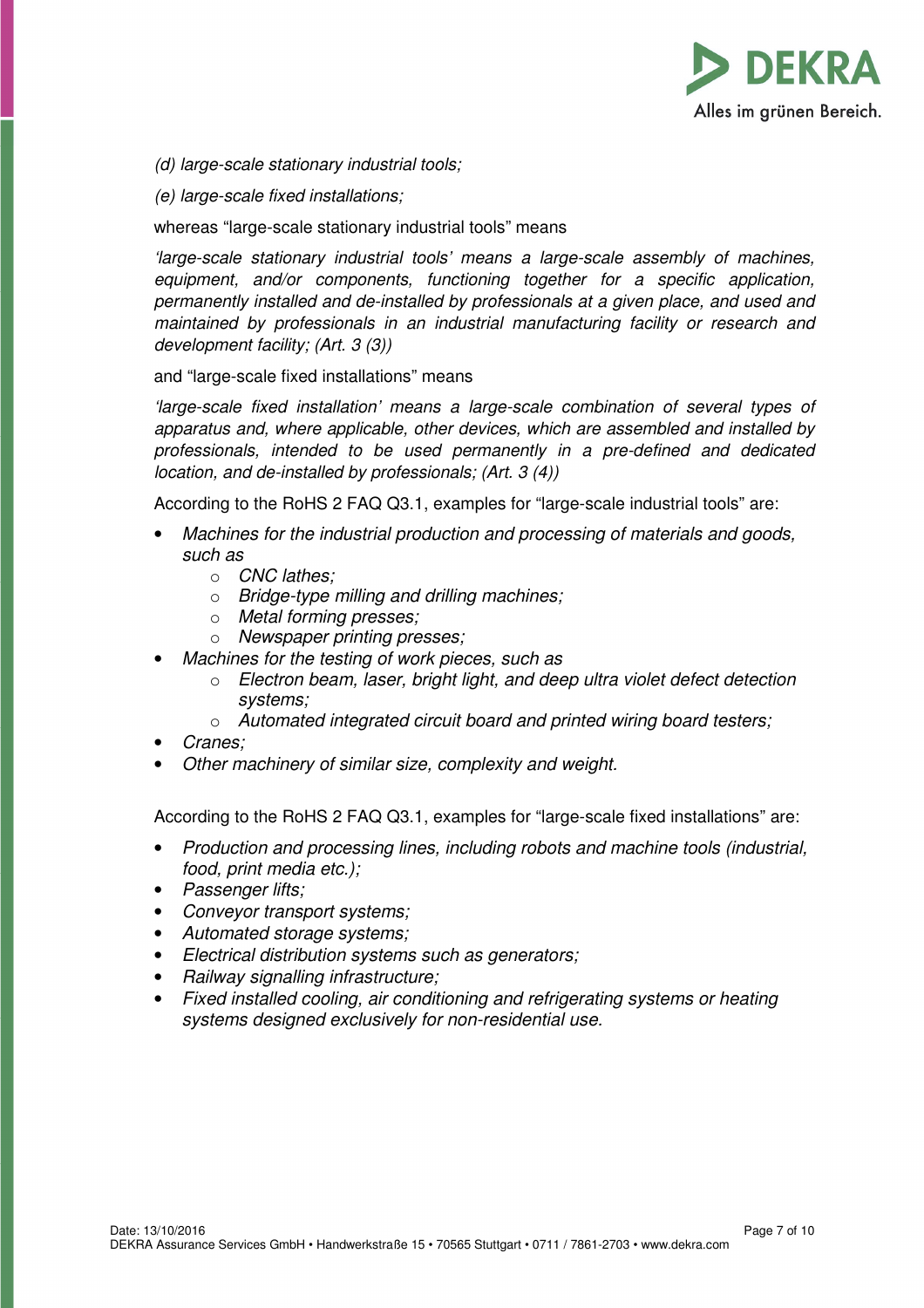*(d) large-scale stationary industrial tools;*

*(e) large-scale fixed installations;*

whereas "large-scale stationary industrial tools" means

*'large-scale stationary industrial tools' means a large-scale assembly of machines, equipment, and/or components, functioning together for a specific application, permanently installed and de-installed by professionals at a given place, and used and maintained by professionals in an industrial manufacturing facility or research and development facility; (Art. 3 (3))*

and "large-scale fixed installations" means

*'large-scale fixed installation' means a large-scale combination of several types of apparatus and, where applicable, other devices, which are assembled and installed by professionals, intended to be used permanently in a pre-defined and dedicated location, and de-installed by professionals; (Art. 3 (4))*

According to the RoHS 2 FAQ Q3.1, examples for "large-scale industrial tools" are:

- *Machines for the industrial production and processing of materials and goods, such as*
    - *CNC lathes;*
    - *Bridge-type milling and drilling machines;*
    - *Metal forming presses;*
    - *Newspaper printing presses;*
- *Machines for the testing of work pieces, such as*
    - *Electron beam, laser, bright light, and deep ultra violet defect detection systems;*
    - *Automated integrated circuit board and printed wiring board testers;*
- *Cranes;*
- *Other machinery of similar size, complexity and weight.*

According to the RoHS 2 FAQ Q3.1, examples for "large-scale fixed installations" are:

- *Production and processing lines, including robots and machine tools (industrial, food, print media etc.);*
- *Passenger lifts;*
- *Conveyor transport systems;*
- *Automated storage systems;*
- *Electrical distribution systems such as generators;*
- *Railway signalling infrastructure;*
- *Fixed installed cooling, air conditioning and refrigerating systems or heating systems designed exclusively for non-residential use.*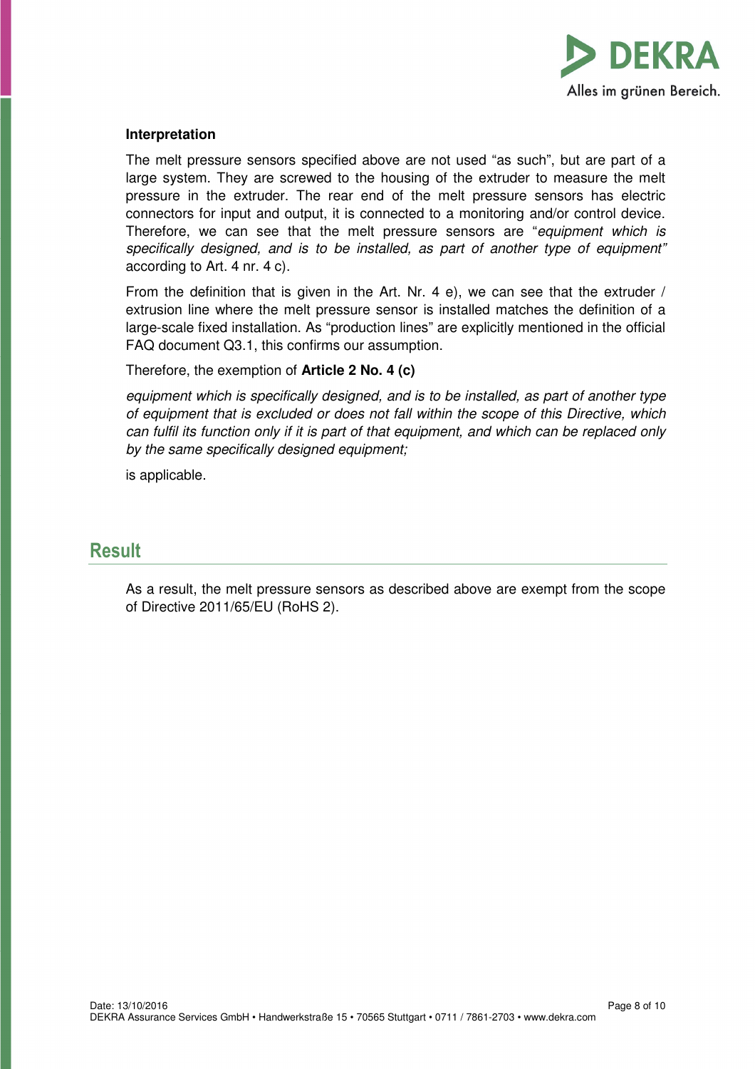**Interpretation**

The melt pressure sensors specified above are not used "as such", but are part of a large system. They are screwed to the housing of the extruder to measure the melt pressure in the extruder. The rear end of the melt pressure sensors has electric connectors for input and output, it is connected to a monitoring and/or control device. Therefore, we can see that the melt pressure sensors are "*equipment which is specifically designed, and is to be installed, as part of another type of equipment"* according to Art. 4 nr. 4 c).

From the definition that is given in the Art. Nr. 4 e), we can see that the extruder / extrusion line where the melt pressure sensor is installed matches the definition of a large-scale fixed installation. As "production lines" are explicitly mentioned in the official FAQ document Q3.1, this confirms our assumption.

Therefore, the exemption of **Article 2 No. 4 (c)**

*equipment which is specifically designed, and is to be installed, as part of another type of equipment that is excluded or does not fall within the scope of this Directive, which can fulfil its function only if it is part of that equipment, and which can be replaced only by the same specifically designed equipment;*

is applicable.

## Result

As a result, the melt pressure sensors as described above are exempt from the scope of Directive 2011/65/EU (RoHS 2).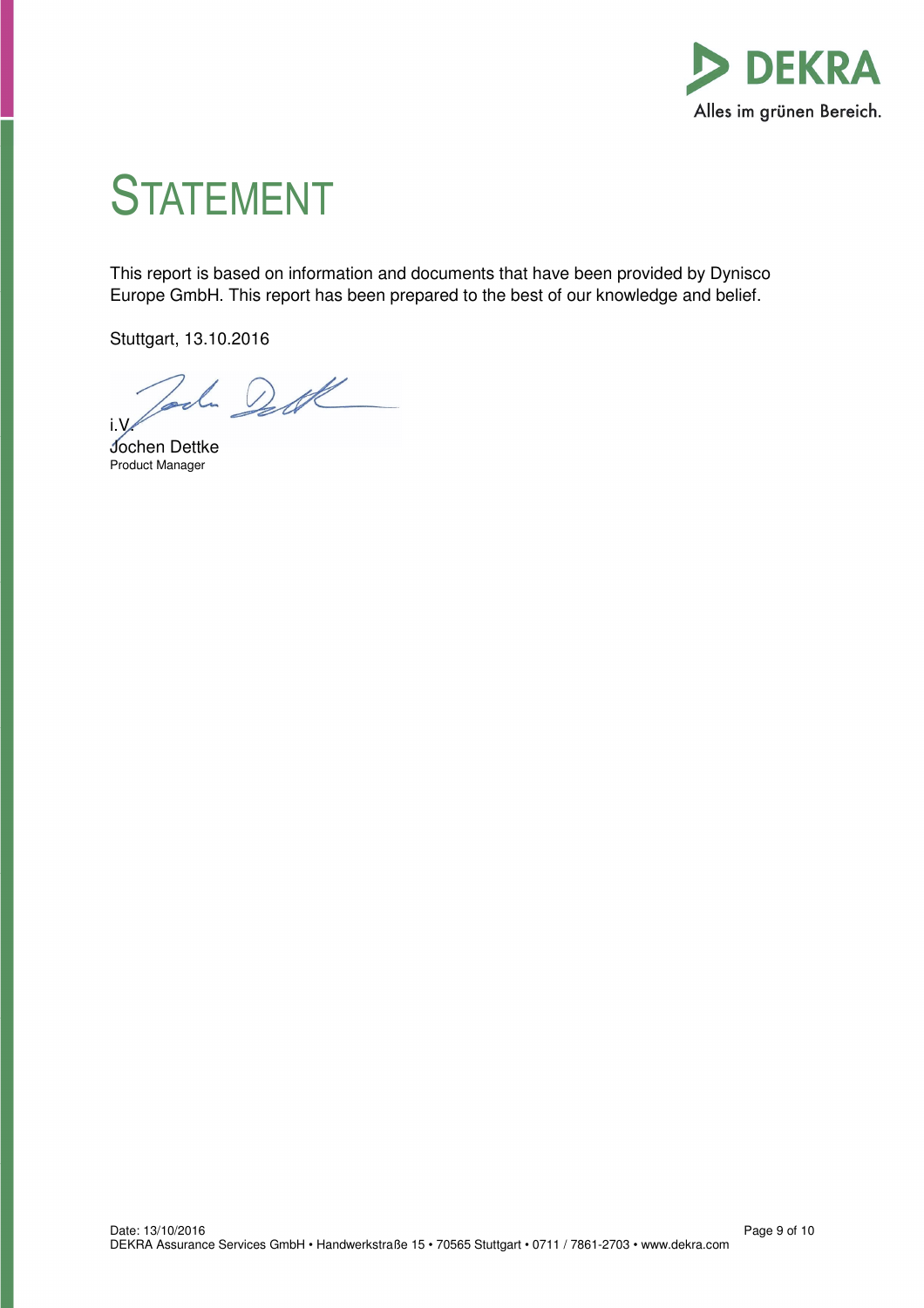# STATEMENT

This report is based on information and documents that have been provided by Dynisco Europe GmbH. This report has been prepared to the best of our knowledge and belief.

Stuttgart, 13.10.2016

i.V.

Jochen Dettke
Product Manager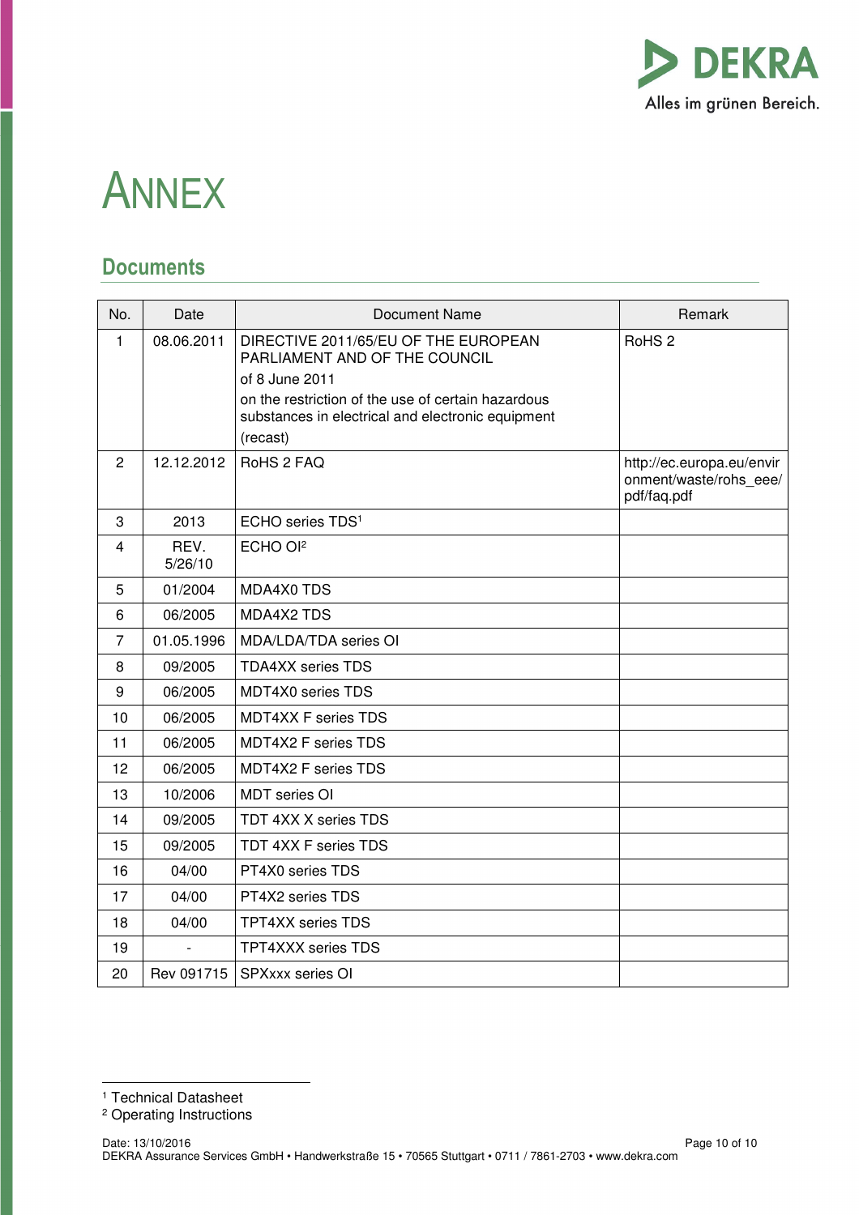# ANNEX

## Documents

| No. | Date | Document Name | Remark |
|---|---|---|---|
| 1 | 08.06.2011 | DIRECTIVE 2011/65/EU OF THE EUROPEAN PARLIAMENT AND OF THE COUNCIL of 8 June 2011 on the restriction of the use of certain hazardous substances in electrical and electronic equipment (recast) | RoHS 2 |
| 2 | 12.12.2012 | RoHS 2 FAQ | http://ec.europa.eu/environment/waste/rohs_eee/pdf/faq.pdf |
| 3 | 2013 | ECHO series TDS[1] | |
| 4 | REV. 5/26/10 | ECHO OI[2] | |
| 5 | 01/2004 | MDA4X0 TDS | |
| 6 | 06/2005 | MDA4X2 TDS | |
| 7 | 01.05.1996 | MDA/LDA/TDA series OI | |
| 8 | 09/2005 | TDA4XX series TDS | |
| 9 | 06/2005 | MDT4X0 series TDS | |
| 10 | 06/2005 | MDT4XX F series TDS | |
| 11 | 06/2005 | MDT4X2 F series TDS | |
| 12 | 06/2005 | MDT4X2 F series TDS | |
| 13 | 10/2006 | MDT series OI | |
| 14 | 09/2005 | TDT 4XX X series TDS | |
| 15 | 09/2005 | TDT 4XX F series TDS | |
| 16 | 04/00 | PT4X0 series TDS | |
| 17 | 04/00 | PT4X2 series TDS | |
| 18 | 04/00 | TPT4XX series TDS | |
| 19 | - | TPT4XXX series TDS | |
| 20 | Rev 091715 | SPXxxx series OI | |

[1] Technical Datasheet
[2] Operating Instructions

Date: 13/10/2016
DEKRA Assurance Services GmbH • Handwerkstraße 15 • 70565 Stuttgart • 0711 / 7861-2703 • www.dekra.com